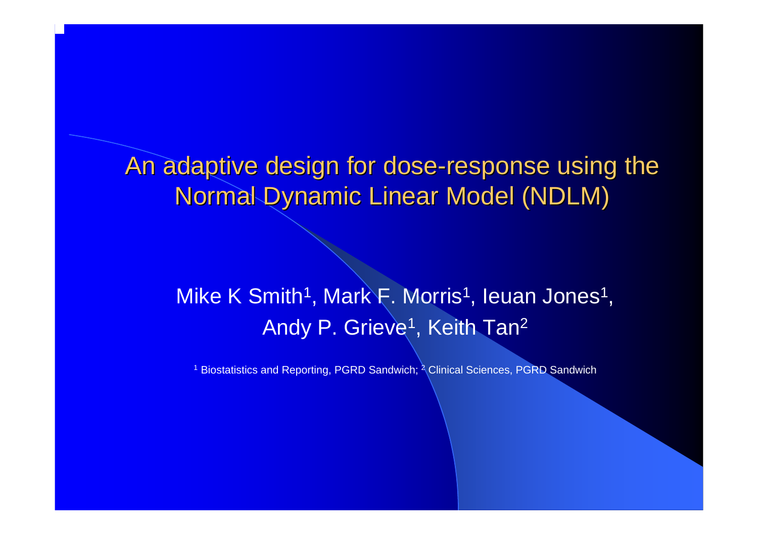# An adaptive design for dose-response using the Normal Dynamic Linear Model (NDLM)

Mike K Smith[1], Mark F. Morris[1], Ieuan Jones[1], Andy P. Grieve[1], Keith Tan[2]

[1] Biostatistics and Reporting, PGRD Sandwich; [2] Clinical Sciences, PGRD Sandwich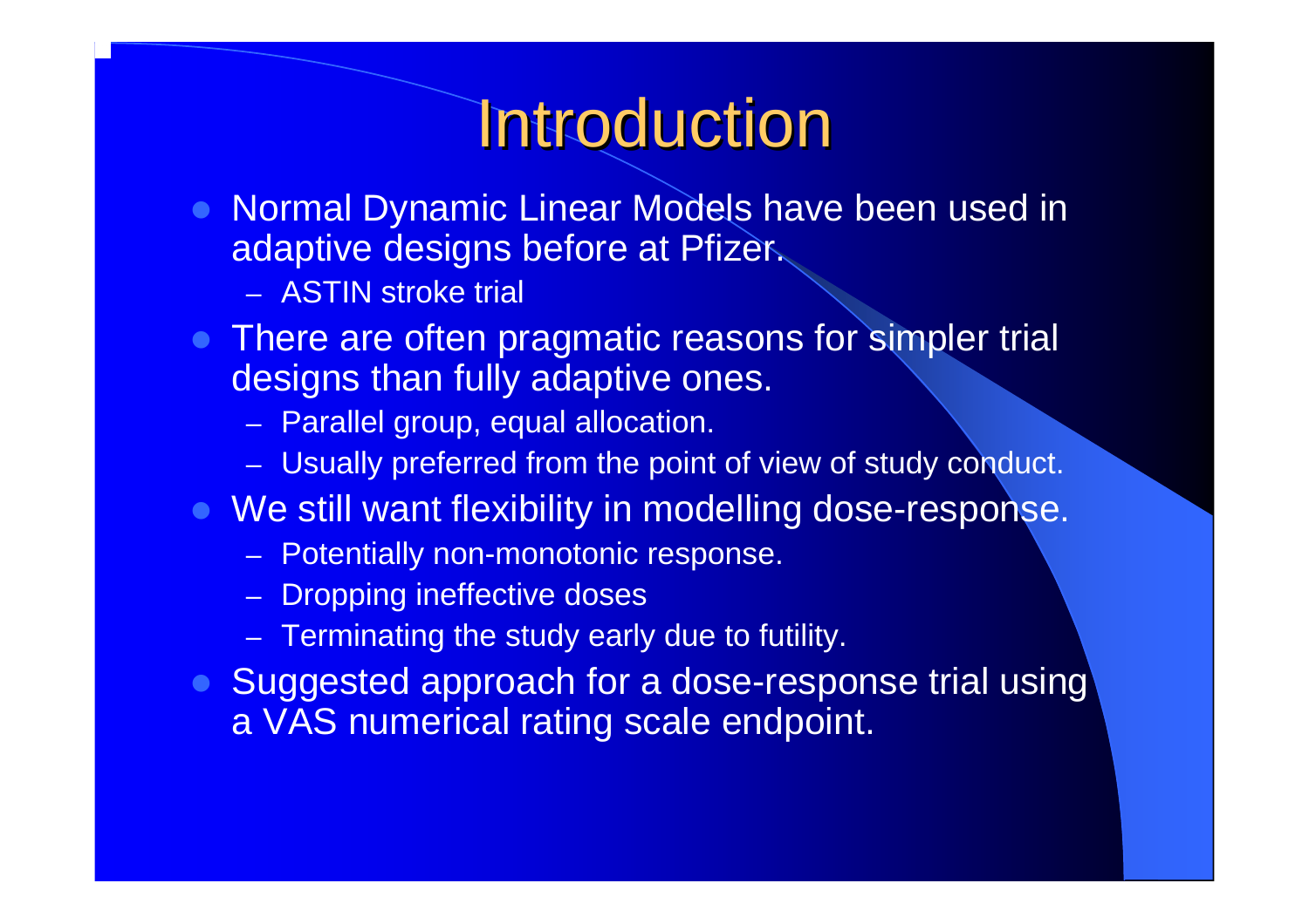# Introduction

- Normal Dynamic Linear Models have been used in adaptive designs before at Pfizer.
  - ASTIN stroke trial
- There are often pragmatic reasons for simpler trial designs than fully adaptive ones.
  - Parallel group, equal allocation.
  - Usually preferred from the point of view of study conduct.
- We still want flexibility in modelling dose-response.
  - Potentially non-monotonic response.
  - Dropping ineffective doses
  - Terminating the study early due to futility.
- Suggested approach for a dose-response trial using a VAS numerical rating scale endpoint.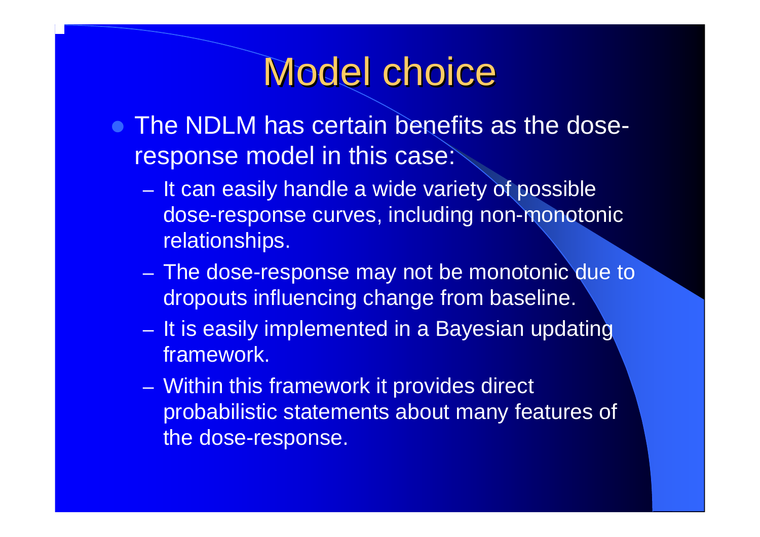# Model choice

- The NDLM has certain benefits as the dose-response model in this case:
  - It can easily handle a wide variety of possible dose-response curves, including non-monotonic relationships.
  - The dose-response may not be monotonic due to dropouts influencing change from baseline.
  - It is easily implemented in a Bayesian updating framework.
  - Within this framework it provides direct probabilistic statements about many features of the dose-response.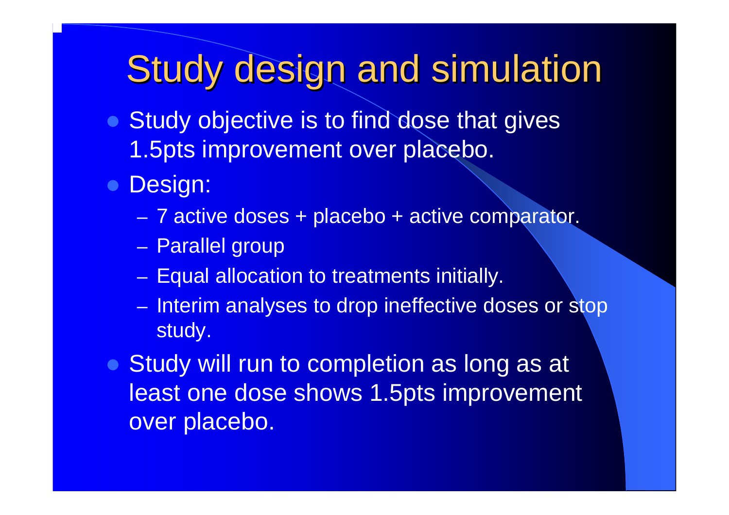# Study design and simulation

- Study objective is to find dose that gives 1.5pts improvement over placebo.
- Design:
  - 7 active doses + placebo + active comparator.
  - Parallel group
  - Equal allocation to treatments initially.
  - Interim analyses to drop ineffective doses or stop study.
- Study will run to completion as long as at least one dose shows 1.5pts improvement over placebo.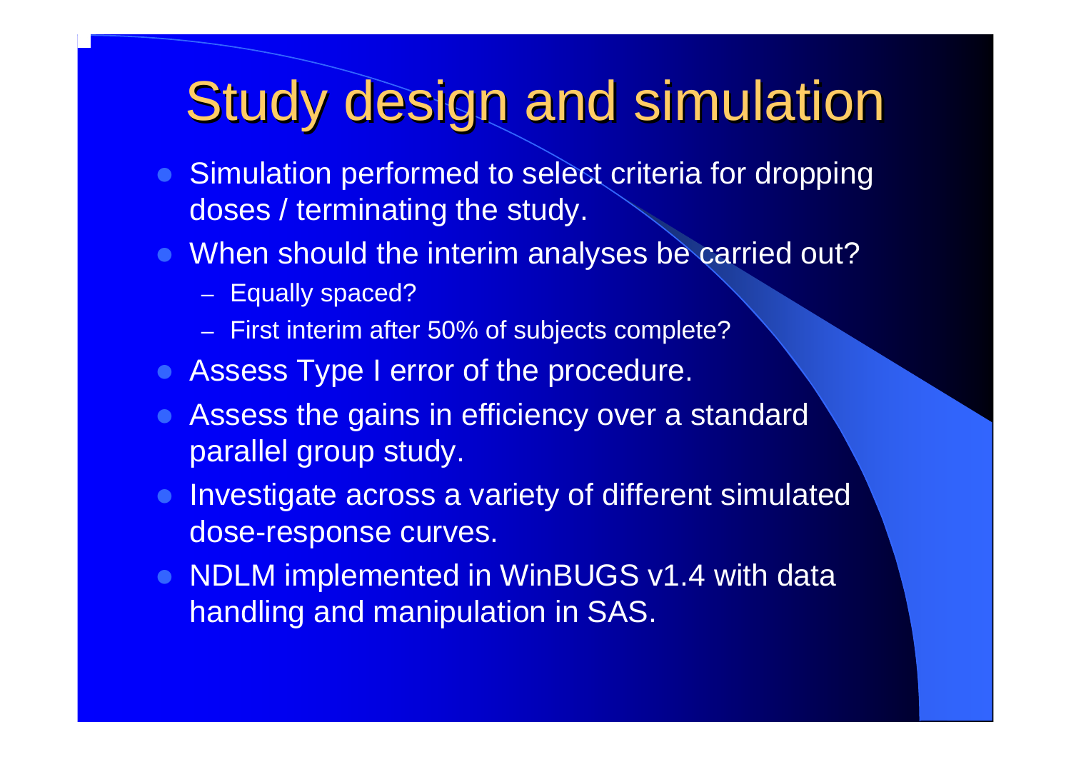# Study design and simulation

- Simulation performed to select criteria for dropping doses / terminating the study.
- When should the interim analyses be carried out?
  - Equally spaced?
  - First interim after 50% of subjects complete?
- Assess Type I error of the procedure.
- Assess the gains in efficiency over a standard parallel group study.
- Investigate across a variety of different simulated dose-response curves.
- NDLM implemented in WinBUGS v1.4 with data handling and manipulation in SAS.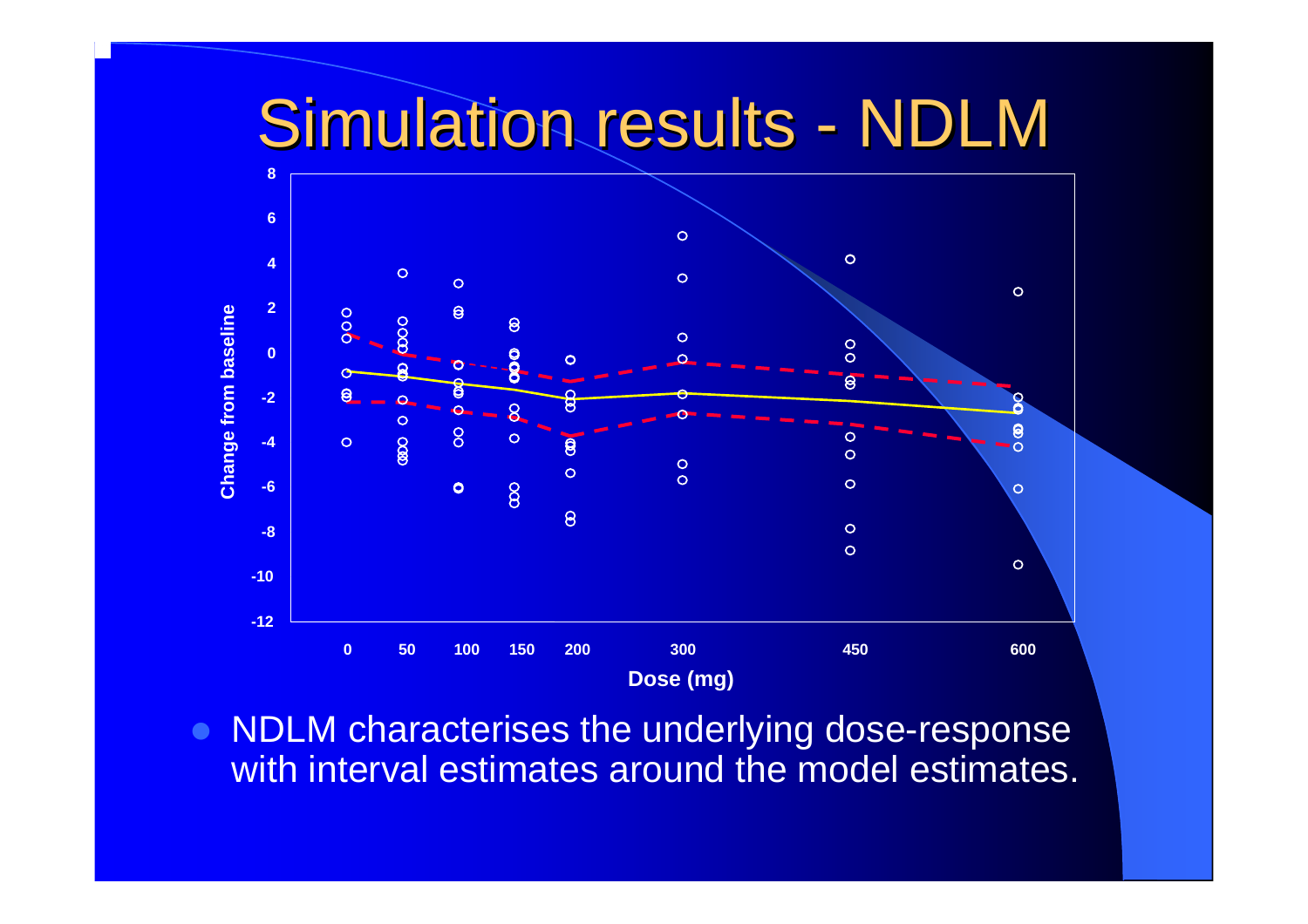# Simulation results - NDLM

- NDLM characterises the underlying dose-response with interval estimates around the model estimates.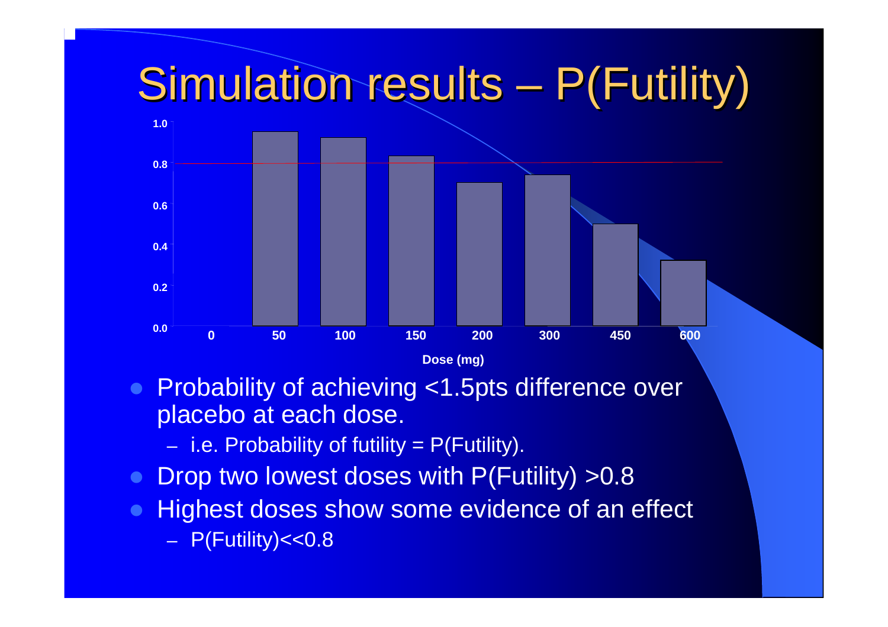# Simulation results – P(Futility)

| Dose (mg) | P(Futility) |
|---|---|
| 0 | |
| 50 | ~0.95 |
| 100 | ~0.92 |
| 150 | ~0.83 |
| 200 | ~0.70 |
| 300 | ~0.74 |
| 450 | ~0.50 |
| 600 | ~0.32 |

- Probability of achieving <1.5pts difference over placebo at each dose.
  - i.e. Probability of futility = P(Futility).
- Drop two lowest doses with P(Futility) >0.8
- Highest doses show some evidence of an effect
  - P(Futility)<<0.8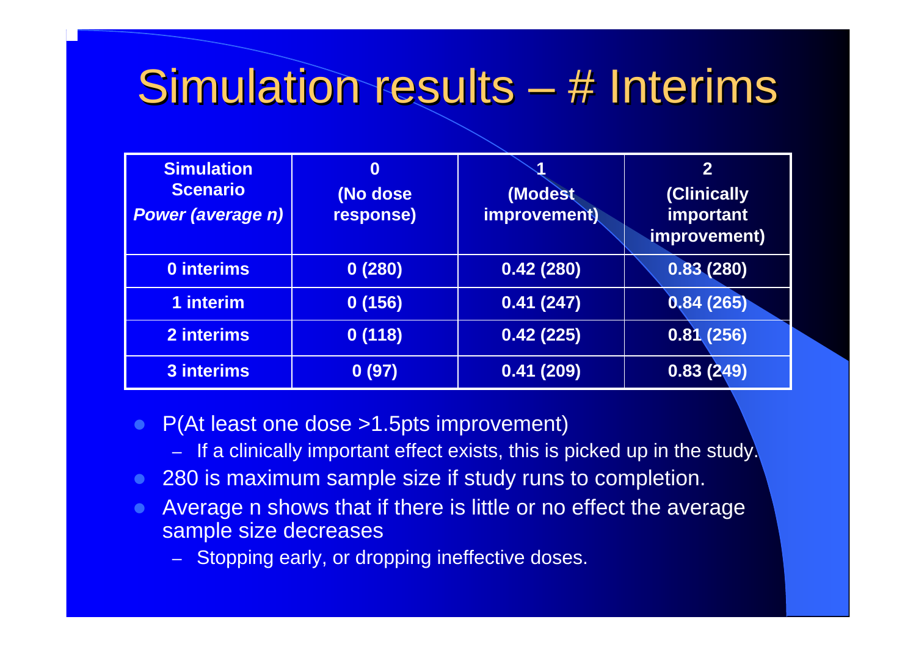# Simulation results – # Interims

| **Simulation Scenario** *Power (average n)* | **0 (No dose response)** | **1 (Modest improvement)** | **2 (Clinically important improvement)** |
|---|---|---|---|
| **0 interims** | **0 (280)** | **0.42 (280)** | **0.83 (280)** |
| **1 interim** | **0 (156)** | **0.41 (247)** | **0.84 (265)** |
| **2 interims** | **0 (118)** | **0.42 (225)** | **0.81 (256)** |
| **3 interims** | **0 (97)** | **0.41 (209)** | **0.83 (249)** |

- P(At least one dose >1.5pts improvement)
  - If a clinically important effect exists, this is picked up in the study.
- 280 is maximum sample size if study runs to completion.
- Average n shows that if there is little or no effect the average sample size decreases
  - Stopping early, or dropping ineffective doses.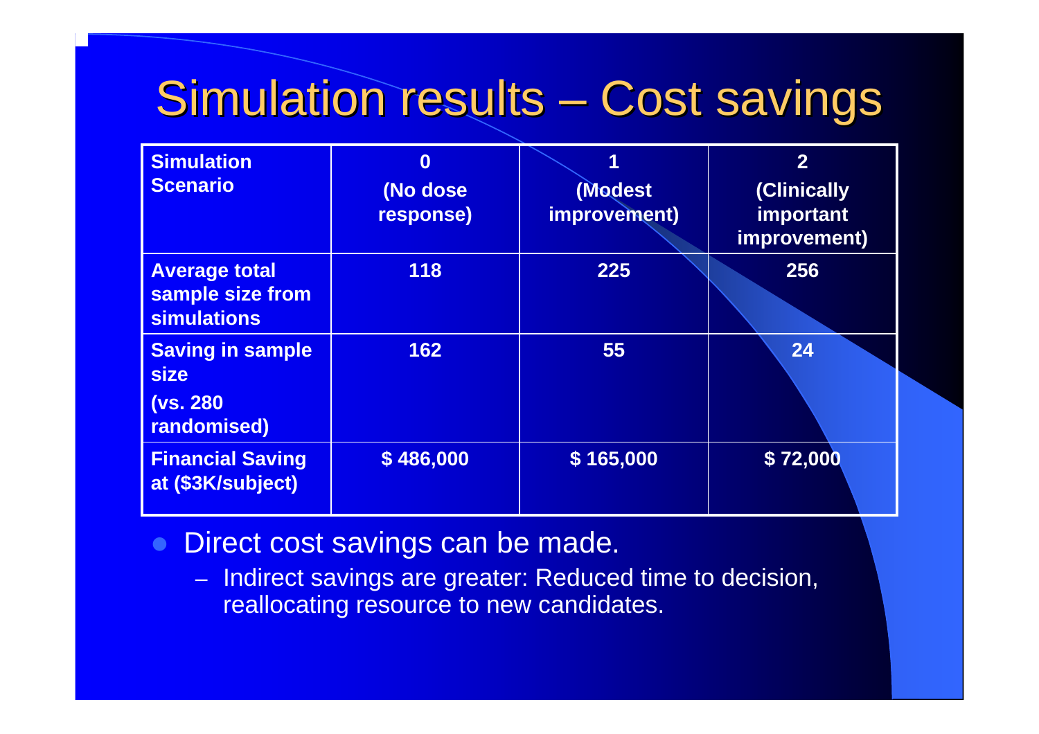# Simulation results – Cost savings

| Simulation Scenario | 0 (No dose response) | 1 (Modest improvement) | 2 (Clinically important improvement) |
|---|---|---|---|
| Average total sample size from simulations | 118 | 225 | 256 |
| Saving in sample size (vs. 280 randomised) | 162 | 55 | 24 |
| Financial Saving at ($3K/subject) | $ 486,000 | $ 165,000 | $ 72,000 |

- Direct cost savings can be made.
  - Indirect savings are greater: Reduced time to decision, reallocating resource to new candidates.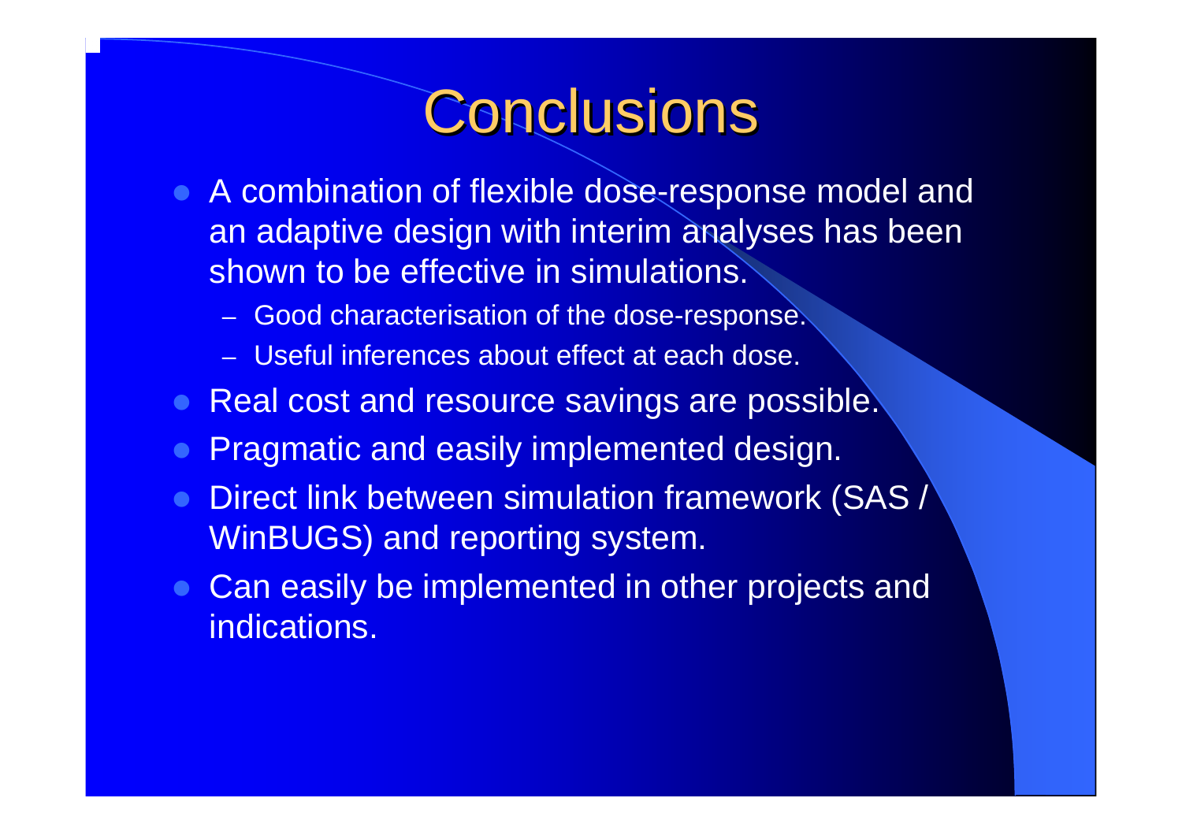# Conclusions

- A combination of flexible dose-response model and an adaptive design with interim analyses has been shown to be effective in simulations.
  - Good characterisation of the dose-response.
  - Useful inferences about effect at each dose.
- Real cost and resource savings are possible.
- Pragmatic and easily implemented design.
- Direct link between simulation framework (SAS / WinBUGS) and reporting system.
- Can easily be implemented in other projects and indications.